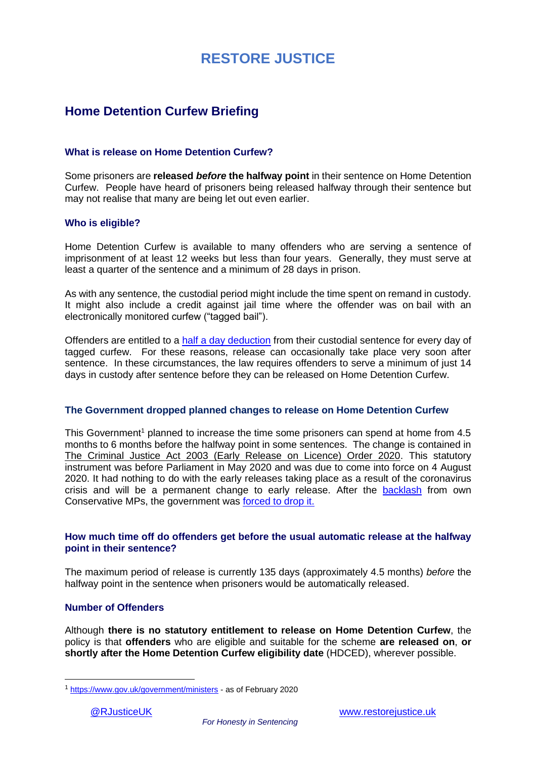# RESTORE JUSTICE

## Home Detention Curfew Briefing

### What is release on Home Detention Curfew?

Some prisoners are **released *before* the halfway point** in their sentence on Home Detention Curfew. People have heard of prisoners being released halfway through their sentence but may not realise that many are being let out even earlier.

### Who is eligible?

Home Detention Curfew is available to many offenders who are serving a sentence of imprisonment of at least 12 weeks but less than four years. Generally, they must serve at least a quarter of the sentence and a minimum of 28 days in prison.

As with any sentence, the custodial period might include the time spent on remand in custody. It might also include a credit against jail time where the offender was on bail with an electronically monitored curfew ("tagged bail").

Offenders are entitled to a half a day deduction from their custodial sentence for every day of tagged curfew. For these reasons, release can occasionally take place very soon after sentence. In these circumstances, the law requires offenders to serve a minimum of just 14 days in custody after sentence before they can be released on Home Detention Curfew.

### The Government dropped planned changes to release on Home Detention Curfew

This Government[1] planned to increase the time some prisoners can spend at home from 4.5 months to 6 months before the halfway point in some sentences. The change is contained in The Criminal Justice Act 2003 (Early Release on Licence) Order 2020. This statutory instrument was before Parliament in May 2020 and was due to come into force on 4 August 2020. It had nothing to do with the early releases taking place as a result of the coronavirus crisis and will be a permanent change to early release. After the backlash from own Conservative MPs, the government was forced to drop it.

### How much time off do offenders get before the usual automatic release at the halfway point in their sentence?

The maximum period of release is currently 135 days (approximately 4.5 months) *before* the halfway point in the sentence when prisoners would be automatically released.

### Number of Offenders

Although **there is no statutory entitlement to release on Home Detention Curfew**, the policy is that **offenders** who are eligible and suitable for the scheme **are released on**, **or shortly after the Home Detention Curfew eligibility date** (HDCED), wherever possible.

---

[1] https://www.gov.uk/government/ministers - as of February 2020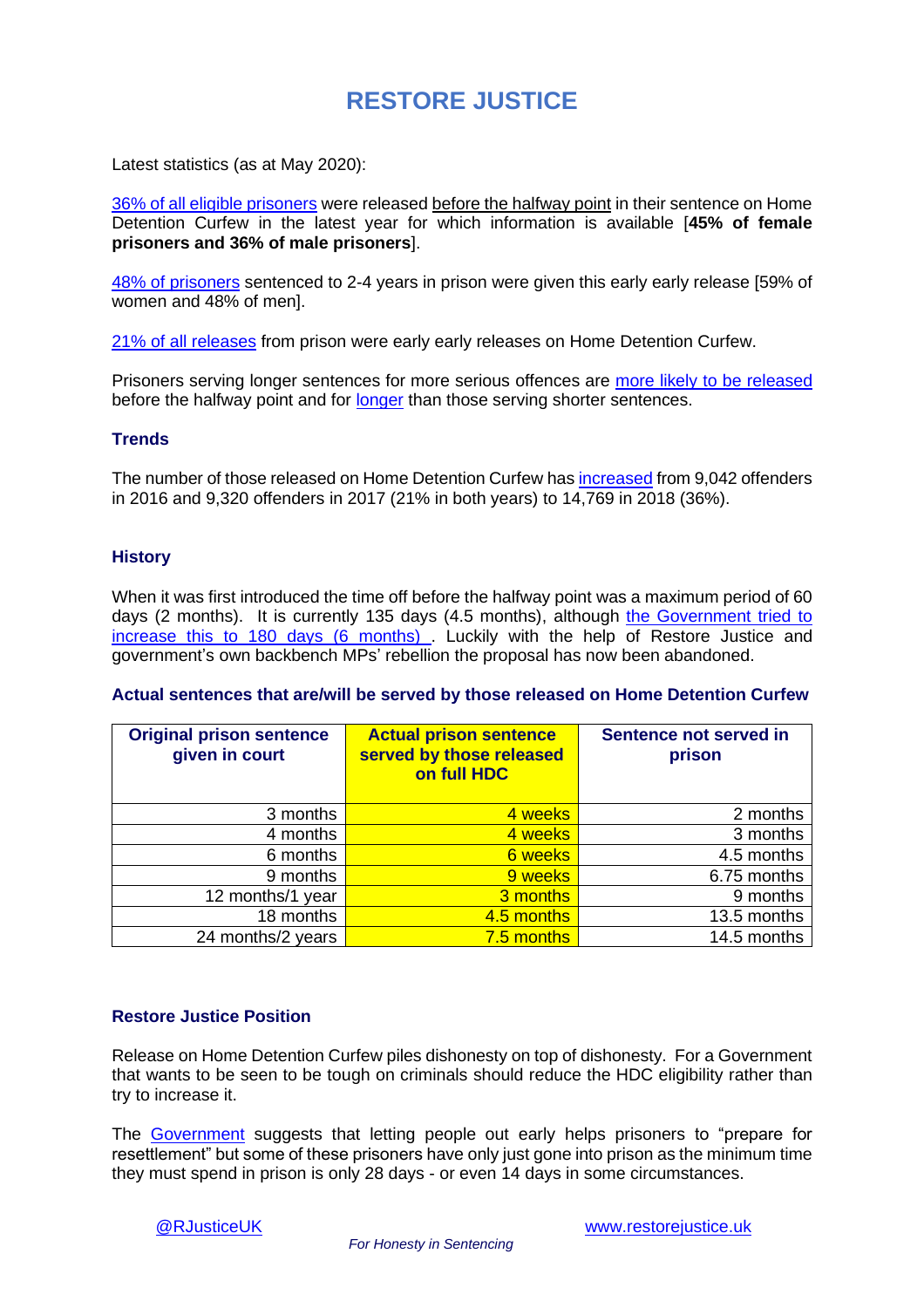# RESTORE JUSTICE

Latest statistics (as at May 2020):

36% of all eligible prisoners were released before the halfway point in their sentence on Home Detention Curfew in the latest year for which information is available [**45% of female prisoners and 36% of male prisoners**].

48% of prisoners sentenced to 2-4 years in prison were given this early early release [59% of women and 48% of men].

21% of all releases from prison were early early releases on Home Detention Curfew.

Prisoners serving longer sentences for more serious offences are more likely to be released before the halfway point and for longer than those serving shorter sentences.

### Trends

The number of those released on Home Detention Curfew has increased from 9,042 offenders in 2016 and 9,320 offenders in 2017 (21% in both years) to 14,769 in 2018 (36%).

### History

When it was first introduced the time off before the halfway point was a maximum period of 60 days (2 months). It is currently 135 days (4.5 months), although the Government tried to increase this to 180 days (6 months) . Luckily with the help of Restore Justice and government's own backbench MPs' rebellion the proposal has now been abandoned.

### Actual sentences that are/will be served by those released on Home Detention Curfew

| Original prison sentence given in court | Actual prison sentence served by those released on full HDC | Sentence not served in prison |
|---|---|---|
| 3 months | 4 weeks | 2 months |
| 4 months | 4 weeks | 3 months |
| 6 months | 6 weeks | 4.5 months |
| 9 months | 9 weeks | 6.75 months |
| 12 months/1 year | 3 months | 9 months |
| 18 months | 4.5 months | 13.5 months |
| 24 months/2 years | 7.5 months | 14.5 months |

### Restore Justice Position

Release on Home Detention Curfew piles dishonesty on top of dishonesty. For a Government that wants to be seen to be tough on criminals should reduce the HDC eligibility rather than try to increase it.

The Government suggests that letting people out early helps prisoners to "prepare for resettlement" but some of these prisoners have only just gone into prison as the minimum time they must spend in prison is only 28 days - or even 14 days in some circumstances.

@RJusticeUK www.restorejustice.uk

*For Honesty in Sentencing*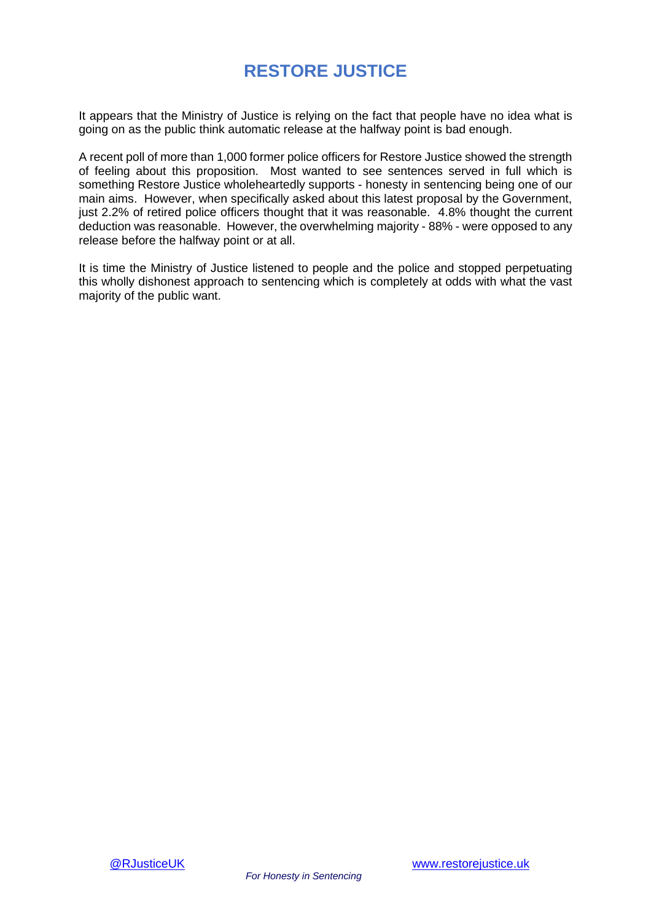# RESTORE JUSTICE

It appears that the Ministry of Justice is relying on the fact that people have no idea what is going on as the public think automatic release at the halfway point is bad enough.

A recent poll of more than 1,000 former police officers for Restore Justice showed the strength of feeling about this proposition. Most wanted to see sentences served in full which is something Restore Justice wholeheartedly supports - honesty in sentencing being one of our main aims. However, when specifically asked about this latest proposal by the Government, just 2.2% of retired police officers thought that it was reasonable. 4.8% thought the current deduction was reasonable. However, the overwhelming majority - 88% - were opposed to any release before the halfway point or at all.

It is time the Ministry of Justice listened to people and the police and stopped perpetuating this wholly dishonest approach to sentencing which is completely at odds with what the vast majority of the public want.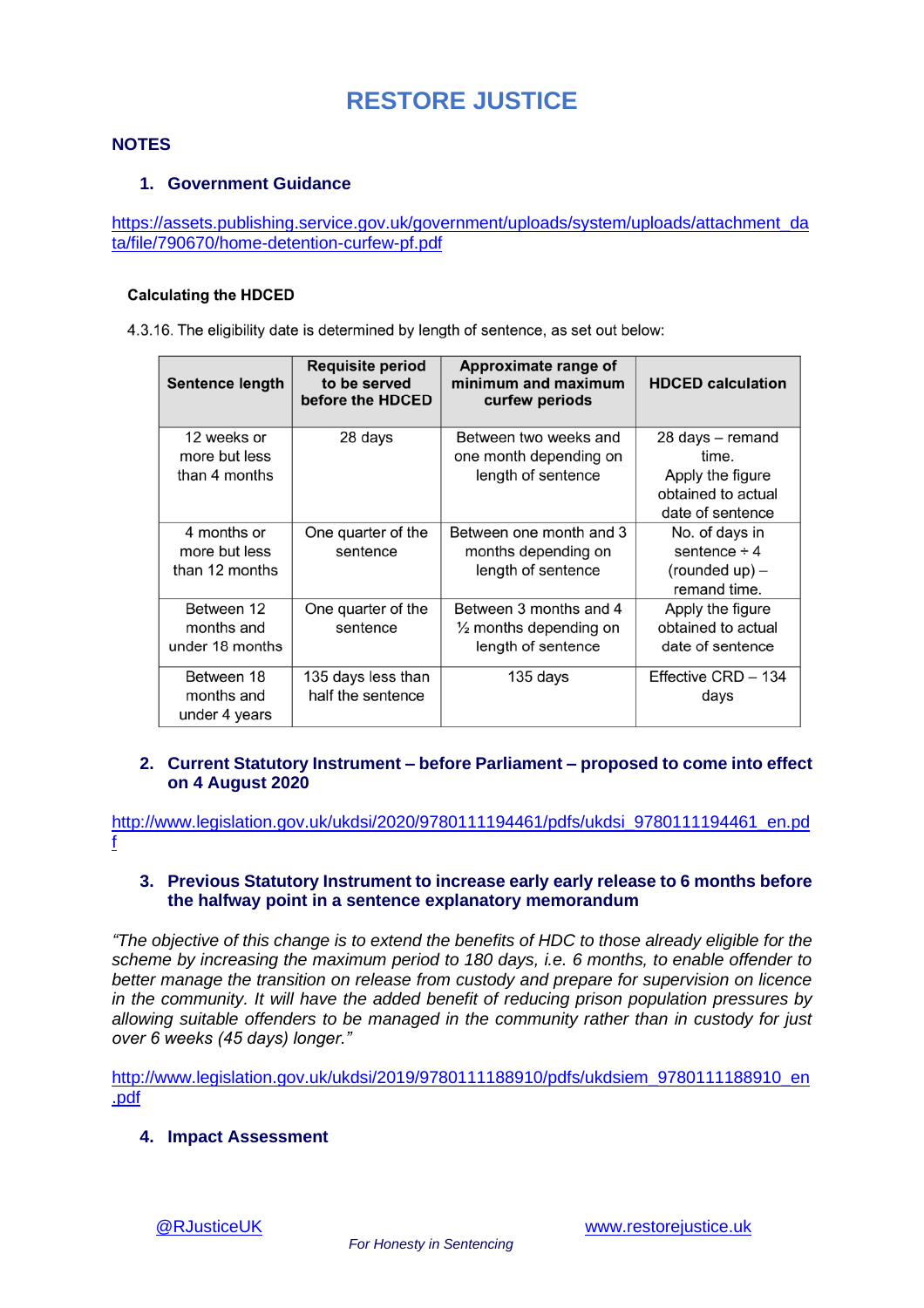# RESTORE JUSTICE

## NOTES

### 1. Government Guidance

https://assets.publishing.service.gov.uk/government/uploads/system/uploads/attachment_data/file/790670/home-detention-curfew-pf.pdf

**Calculating the HDCED**

4.3.16. The eligibility date is determined by length of sentence, as set out below:

| Sentence length | Requisite period to be served before the HDCED | Approximate range of minimum and maximum curfew periods | HDCED calculation |
|---|---|---|---|
| 12 weeks or more but less than 4 months | 28 days | Between two weeks and one month depending on length of sentence | 28 days – remand time. Apply the figure obtained to actual date of sentence |
| 4 months or more but less than 12 months | One quarter of the sentence | Between one month and 3 months depending on length of sentence | No. of days in sentence ÷ 4 (rounded up) – remand time. |
| Between 12 months and under 18 months | One quarter of the sentence | Between 3 months and 4 ½ months depending on length of sentence | Apply the figure obtained to actual date of sentence |
| Between 18 months and under 4 years | 135 days less than half the sentence | 135 days | Effective CRD – 134 days |

### 2. Current Statutory Instrument – before Parliament – proposed to come into effect on 4 August 2020

http://www.legislation.gov.uk/ukdsi/2020/9780111194461/pdfs/ukdsi_9780111194461_en.pdf

### 3. Previous Statutory Instrument to increase early early release to 6 months before the halfway point in a sentence explanatory memorandum

*"The objective of this change is to extend the benefits of HDC to those already eligible for the scheme by increasing the maximum period to 180 days, i.e. 6 months, to enable offender to better manage the transition on release from custody and prepare for supervision on licence in the community. It will have the added benefit of reducing prison population pressures by allowing suitable offenders to be managed in the community rather than in custody for just over 6 weeks (45 days) longer."*

http://www.legislation.gov.uk/ukdsi/2019/9780111188910/pdfs/ukdsiem_9780111188910_en.pdf

### 4. Impact Assessment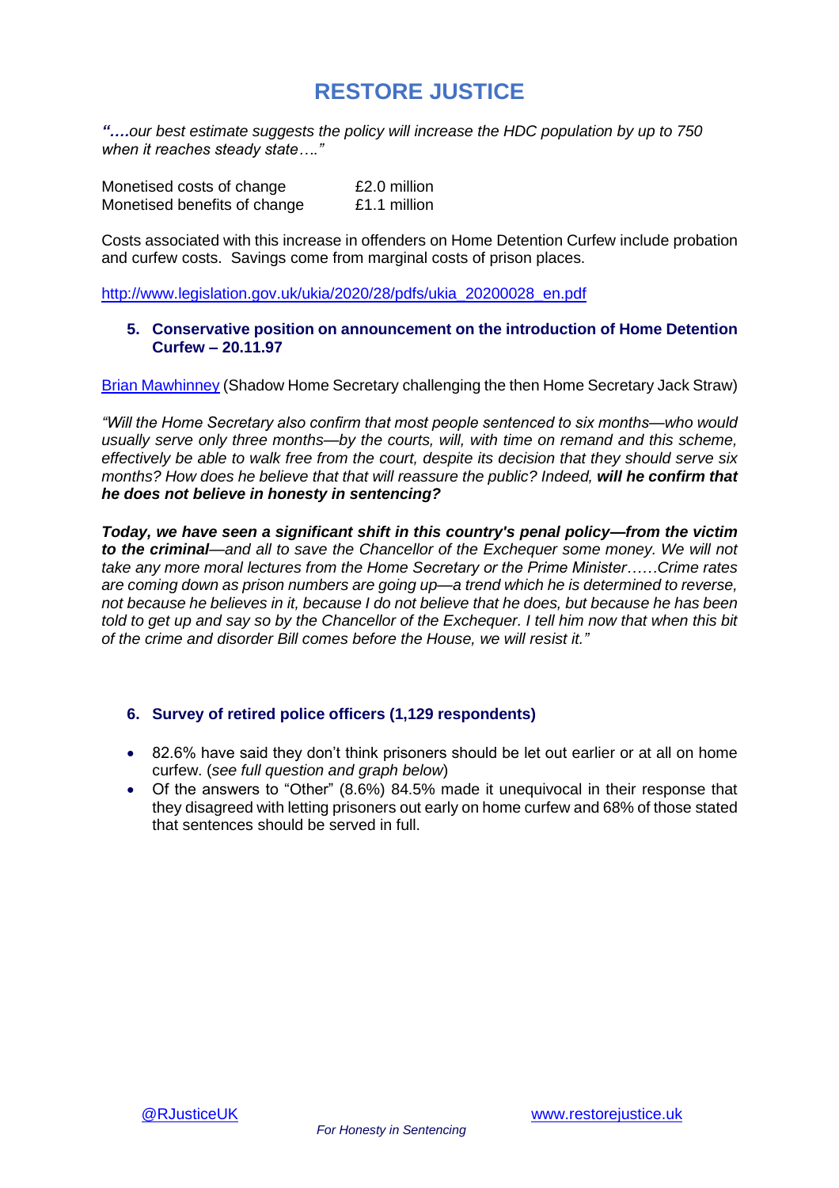# RESTORE JUSTICE

*"….our best estimate suggests the policy will increase the HDC population by up to 750 when it reaches steady state…."*

| | |
|---|---|
| Monetised costs of change | £2.0 million |
| Monetised benefits of change | £1.1 million |

Costs associated with this increase in offenders on Home Detention Curfew include probation and curfew costs. Savings come from marginal costs of prison places.

http://www.legislation.gov.uk/ukia/2020/28/pdfs/ukia_20200028_en.pdf

## 5. Conservative position on announcement on the introduction of Home Detention Curfew – 20.11.97

Brian Mawhinney (Shadow Home Secretary challenging the then Home Secretary Jack Straw)

*"Will the Home Secretary also confirm that most people sentenced to six months—who would usually serve only three months—by the courts, will, with time on remand and this scheme, effectively be able to walk free from the court, despite its decision that they should serve six months? How does he believe that that will reassure the public? Indeed,* ***will he confirm that he does not believe in honesty in sentencing?***

***Today, we have seen a significant shift in this country's penal policy—from the victim to the criminal****—and all to save the Chancellor of the Exchequer some money. We will not take any more moral lectures from the Home Secretary or the Prime Minister……Crime rates are coming down as prison numbers are going up—a trend which he is determined to reverse, not because he believes in it, because I do not believe that he does, but because he has been told to get up and say so by the Chancellor of the Exchequer. I tell him now that when this bit of the crime and disorder Bill comes before the House, we will resist it."*

## 6. Survey of retired police officers (1,129 respondents)

- 82.6% have said they don't think prisoners should be let out earlier or at all on home curfew. (*see full question and graph below*)
- Of the answers to "Other" (8.6%) 84.5% made it unequivocal in their response that they disagreed with letting prisoners out early on home curfew and 68% of those stated that sentences should be served in full.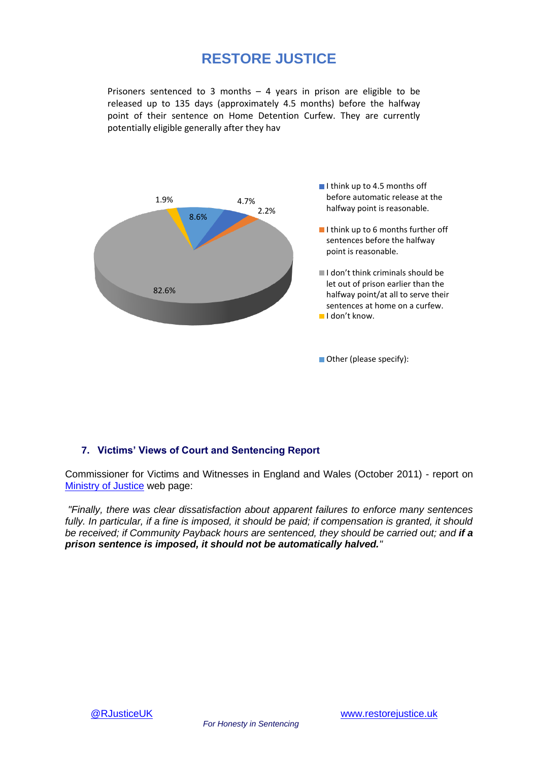# RESTORE JUSTICE

Prisoners sentenced to 3 months – 4 years in prison are eligible to be released up to 135 days (approximately 4.5 months) before the halfway point of their sentence on Home Detention Curfew. They are currently potentially eligible generally after they hav

1.9%

4.7%

2.2%

8.6%

82.6%

I think up to 4.5 months off before automatic release at the halfway point is reasonable.

I think up to 6 months further off sentences before the halfway point is reasonable.

I don't think criminals should be let out of prison earlier than the halfway point/at all to serve their sentences at home on a curfew.

I don't know.

Other (please specify):

## 7. Victims' Views of Court and Sentencing Report

Commissioner for Victims and Witnesses in England and Wales (October 2011) - report on Ministry of Justice web page:

*"Finally, there was clear dissatisfaction about apparent failures to enforce many sentences fully. In particular, if a fine is imposed, it should be paid; if compensation is granted, it should be received; if Community Payback hours are sentenced, they should be carried out; and* ***if a prison sentence is imposed, it should not be automatically halved.****"*

@RJusticeUK

*For Honesty in Sentencing*

www.restorejustice.uk